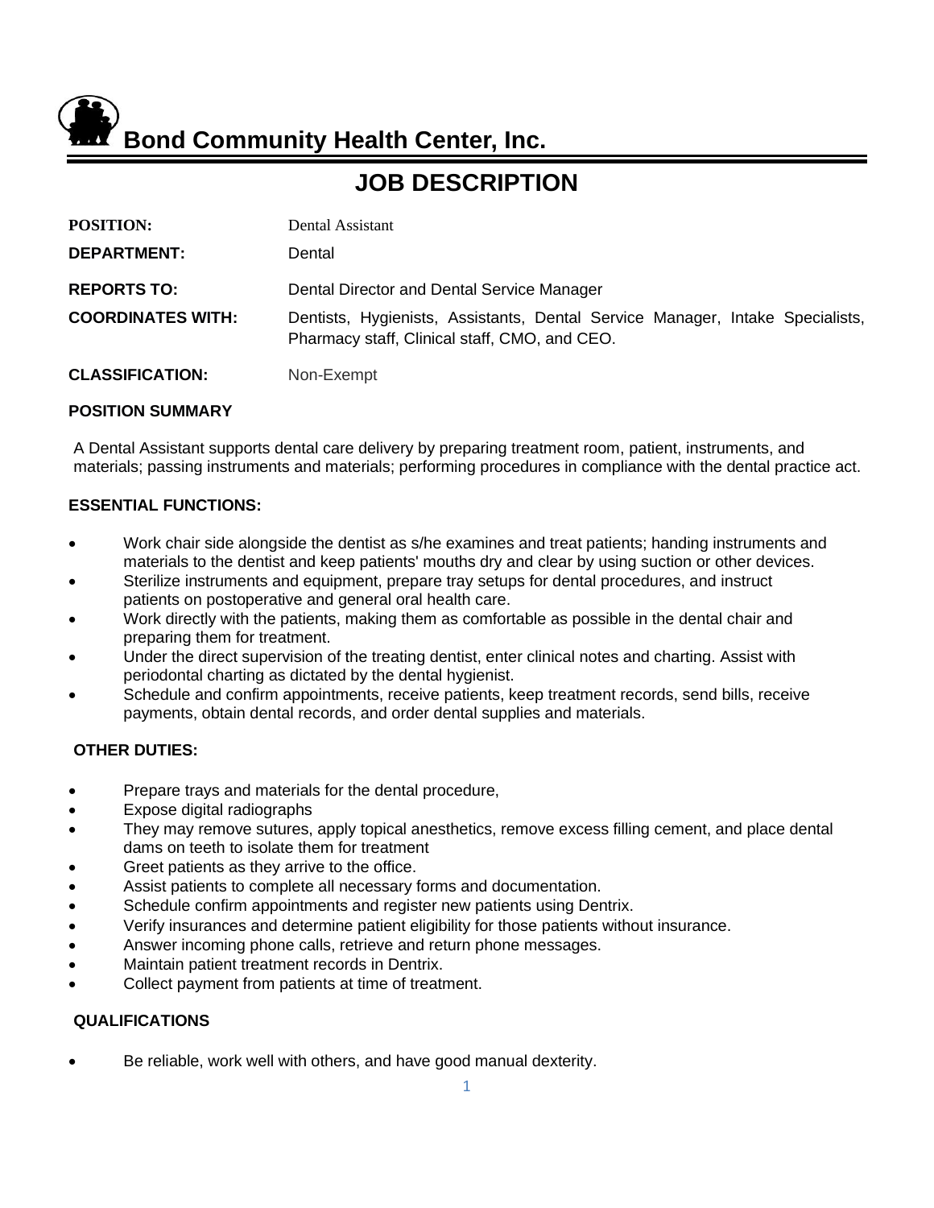# Bond Community Health Center, Inc.

## JOB DESCRIPTION

**POSITION:** Dental Assistant

**DEPARTMENT:** Dental

**REPORTS TO:** Dental Director and Dental Service Manager

**COORDINATES WITH:** Dentists, Hygienists, Assistants, Dental Service Manager, Intake Specialists, Pharmacy staff, Clinical staff, CMO, and CEO.

**CLASSIFICATION:** Non-Exempt

**POSITION SUMMARY**

A Dental Assistant supports dental care delivery by preparing treatment room, patient, instruments, and materials; passing instruments and materials; performing procedures in compliance with the dental practice act.

**ESSENTIAL FUNCTIONS:**

- Work chair side alongside the dentist as s/he examines and treat patients; handing instruments and materials to the dentist and keep patients' mouths dry and clear by using suction or other devices.
- Sterilize instruments and equipment, prepare tray setups for dental procedures, and instruct patients on postoperative and general oral health care.
- Work directly with the patients, making them as comfortable as possible in the dental chair and preparing them for treatment.
- Under the direct supervision of the treating dentist, enter clinical notes and charting. Assist with periodontal charting as dictated by the dental hygienist.
- Schedule and confirm appointments, receive patients, keep treatment records, send bills, receive payments, obtain dental records, and order dental supplies and materials.

**OTHER DUTIES:**

- Prepare trays and materials for the dental procedure,
- Expose digital radiographs
- They may remove sutures, apply topical anesthetics, remove excess filling cement, and place dental dams on teeth to isolate them for treatment
- Greet patients as they arrive to the office.
- Assist patients to complete all necessary forms and documentation.
- Schedule confirm appointments and register new patients using Dentrix.
- Verify insurances and determine patient eligibility for those patients without insurance.
- Answer incoming phone calls, retrieve and return phone messages.
- Maintain patient treatment records in Dentrix.
- Collect payment from patients at time of treatment.

**QUALIFICATIONS**

- Be reliable, work well with others, and have good manual dexterity.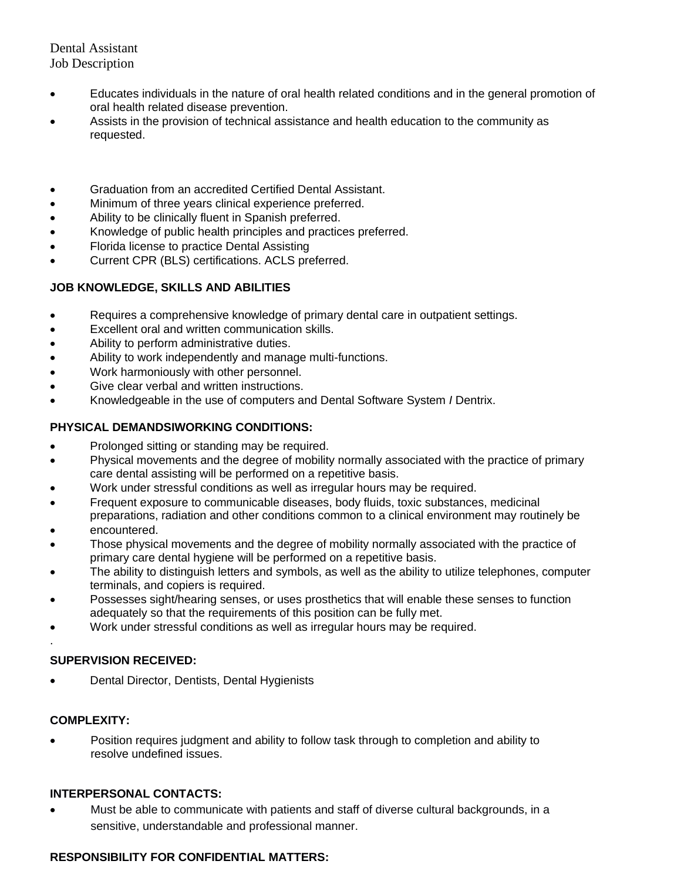Dental Assistant
Job Description

- Educates individuals in the nature of oral health related conditions and in the general promotion of oral health related disease prevention.
- Assists in the provision of technical assistance and health education to the community as requested.

- Graduation from an accredited Certified Dental Assistant.
- Minimum of three years clinical experience preferred.
- Ability to be clinically fluent in Spanish preferred.
- Knowledge of public health principles and practices preferred.
- Florida license to practice Dental Assisting
- Current CPR (BLS) certifications. ACLS preferred.

**JOB KNOWLEDGE, SKILLS AND ABILITIES**

- Requires a comprehensive knowledge of primary dental care in outpatient settings.
- Excellent oral and written communication skills.
- Ability to perform administrative duties.
- Ability to work independently and manage multi-functions.
- Work harmoniously with other personnel.
- Give clear verbal and written instructions.
- Knowledgeable in the use of computers and Dental Software System / Dentrix.

**PHYSICAL DEMANDSIWORKING CONDITIONS:**

- Prolonged sitting or standing may be required.
- Physical movements and the degree of mobility normally associated with the practice of primary care dental assisting will be performed on a repetitive basis.
- Work under stressful conditions as well as irregular hours may be required.
- Frequent exposure to communicable diseases, body fluids, toxic substances, medicinal preparations, radiation and other conditions common to a clinical environment may routinely be
- encountered.
- Those physical movements and the degree of mobility normally associated with the practice of primary care dental hygiene will be performed on a repetitive basis.
- The ability to distinguish letters and symbols, as well as the ability to utilize telephones, computer terminals, and copiers is required.
- Possesses sight/hearing senses, or uses prosthetics that will enable these senses to function adequately so that the requirements of this position can be fully met.
- Work under stressful conditions as well as irregular hours may be required.

.

**SUPERVISION RECEIVED:**

- Dental Director, Dentists, Dental Hygienists

**COMPLEXITY:**

- Position requires judgment and ability to follow task through to completion and ability to resolve undefined issues.

**INTERPERSONAL CONTACTS:**

- Must be able to communicate with patients and staff of diverse cultural backgrounds, in a sensitive, understandable and professional manner.

**RESPONSIBILITY FOR CONFIDENTIAL MATTERS:**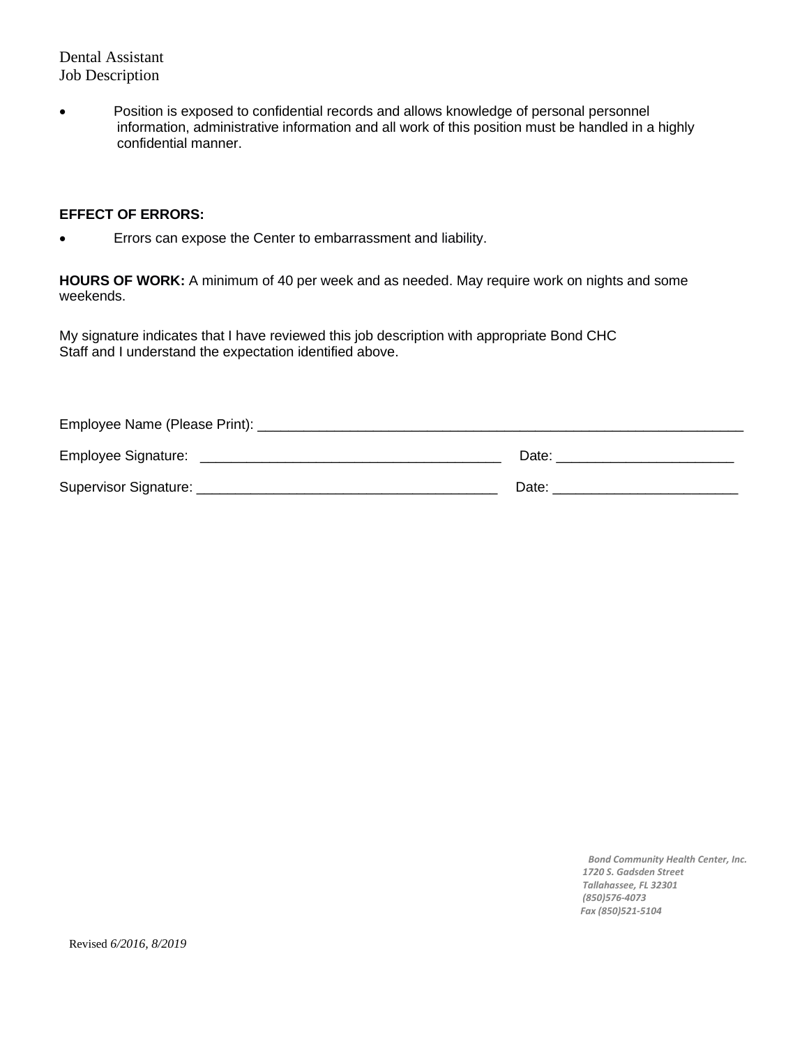- Position is exposed to confidential records and allows knowledge of personal personnel information, administrative information and all work of this position must be handled in a highly confidential manner.

**EFFECT OF ERRORS:**

- Errors can expose the Center to embarrassment and liability.

**HOURS OF WORK:** A minimum of 40 per week and as needed. May require work on nights and some weekends.

My signature indicates that I have reviewed this job description with appropriate Bond CHC Staff and I understand the expectation identified above.

Employee Name (Please Print): ____________________________________________

Employee Signature: ______________________________ Date: ____________________

Supervisor Signature: ______________________________ Date: ____________________

*Bond Community Health Center, Inc.*
*1720 S. Gadsden Street*
*Tallahassee, FL 32301*
*(850)576-4073*
*Fax (850)521-5104*

Revised *6/2016, 8/2019*